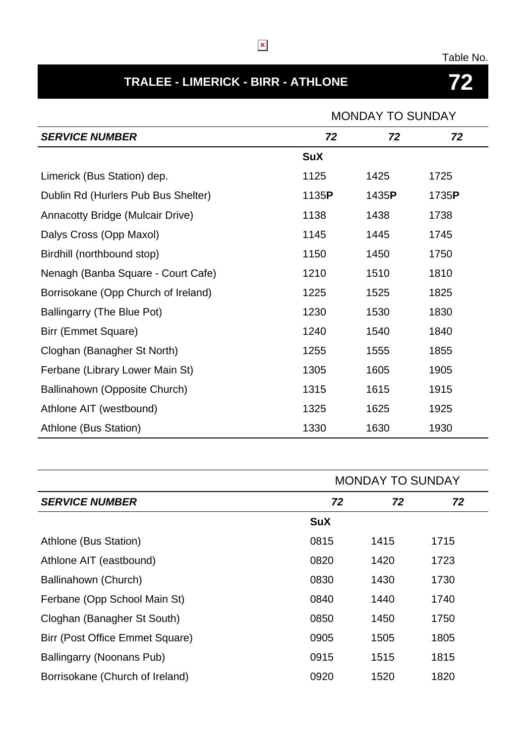Table No.

# TRALEE - LIMERICK - BIRR - ATHLONE

# 72

| | MONDAY TO SUNDAY | | |
|---|---|---|---|
| ***SERVICE NUMBER*** | ***72*** | ***72*** | ***72*** |
| | **SuX** | | |
| Limerick (Bus Station) dep. | 1125 | 1425 | 1725 |
| Dublin Rd (Hurlers Pub Bus Shelter) | 1135**P** | 1435**P** | 1735**P** |
| Annacotty Bridge (Mulcair Drive) | 1138 | 1438 | 1738 |
| Dalys Cross (Opp Maxol) | 1145 | 1445 | 1745 |
| Birdhill (northbound stop) | 1150 | 1450 | 1750 |
| Nenagh (Banba Square - Court Cafe) | 1210 | 1510 | 1810 |
| Borrisokane (Opp Church of Ireland) | 1225 | 1525 | 1825 |
| Ballingarry (The Blue Pot) | 1230 | 1530 | 1830 |
| Birr (Emmet Square) | 1240 | 1540 | 1840 |
| Cloghan (Banagher St North) | 1255 | 1555 | 1855 |
| Ferbane (Library Lower Main St) | 1305 | 1605 | 1905 |
| Ballinahown (Opposite Church) | 1315 | 1615 | 1915 |
| Athlone AIT (westbound) | 1325 | 1625 | 1925 |
| Athlone (Bus Station) | 1330 | 1630 | 1930 |

| | MONDAY TO SUNDAY | | |
|---|---|---|---|
| ***SERVICE NUMBER*** | ***72*** | ***72*** | ***72*** |
| | **SuX** | | |
| Athlone (Bus Station) | 0815 | 1415 | 1715 |
| Athlone AIT (eastbound) | 0820 | 1420 | 1723 |
| Ballinahown (Church) | 0830 | 1430 | 1730 |
| Ferbane (Opp School Main St) | 0840 | 1440 | 1740 |
| Cloghan (Banagher St South) | 0850 | 1450 | 1750 |
| Birr (Post Office Emmet Square) | 0905 | 1505 | 1805 |
| Ballingarry (Noonans Pub) | 0915 | 1515 | 1815 |
| Borrisokane (Church of Ireland) | 0920 | 1520 | 1820 |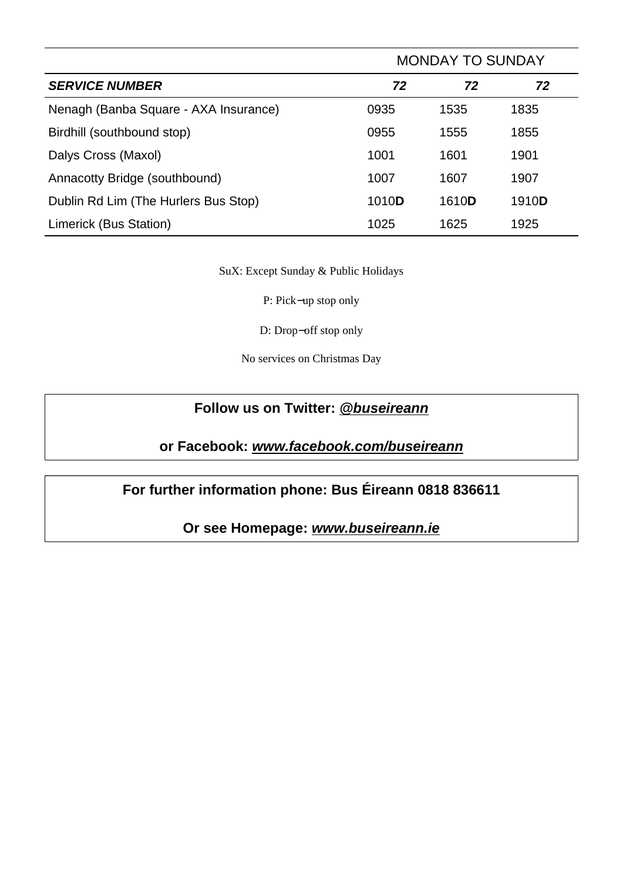| | MONDAY TO SUNDAY | | |
|---|---|---|---|
| ***SERVICE NUMBER*** | ***72*** | ***72*** | ***72*** |
| Nenagh (Banba Square - AXA Insurance) | 0935 | 1535 | 1835 |
| Birdhill (southbound stop) | 0955 | 1555 | 1855 |
| Dalys Cross (Maxol) | 1001 | 1601 | 1901 |
| Annacotty Bridge (southbound) | 1007 | 1607 | 1907 |
| Dublin Rd Lim (The Hurlers Bus Stop) | 1010**D** | 1610**D** | 1910**D** |
| Limerick (Bus Station) | 1025 | 1625 | 1925 |

SuX: Except Sunday & Public Holidays

P: Pick−up stop only

D: Drop−off stop only

No services on Christmas Day

**Follow us on Twitter: *@buseireann***

**or Facebook: *www.facebook.com/buseireann***

**For further information phone: Bus Éireann 0818 836611**

**Or see Homepage: *www.buseireann.ie***